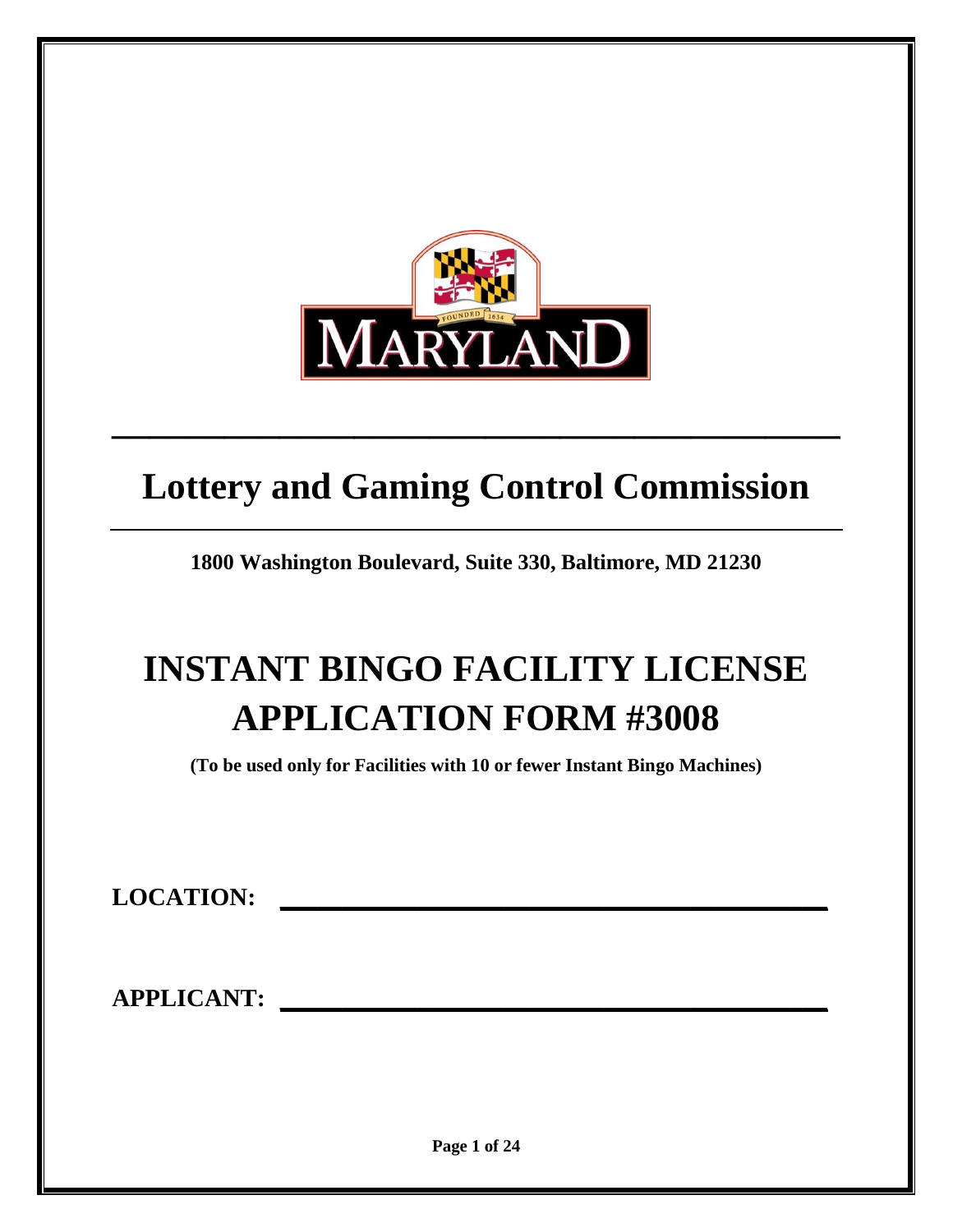# Lottery and Gaming Control Commission

**1800 Washington Boulevard, Suite 330, Baltimore, MD 21230**

# INSTANT BINGO FACILITY LICENSE APPLICATION FORM #3008

**(To be used only for Facilities with 10 or fewer Instant Bingo Machines)**

**LOCATION:** ________________________________________

**APPLICANT:** ________________________________________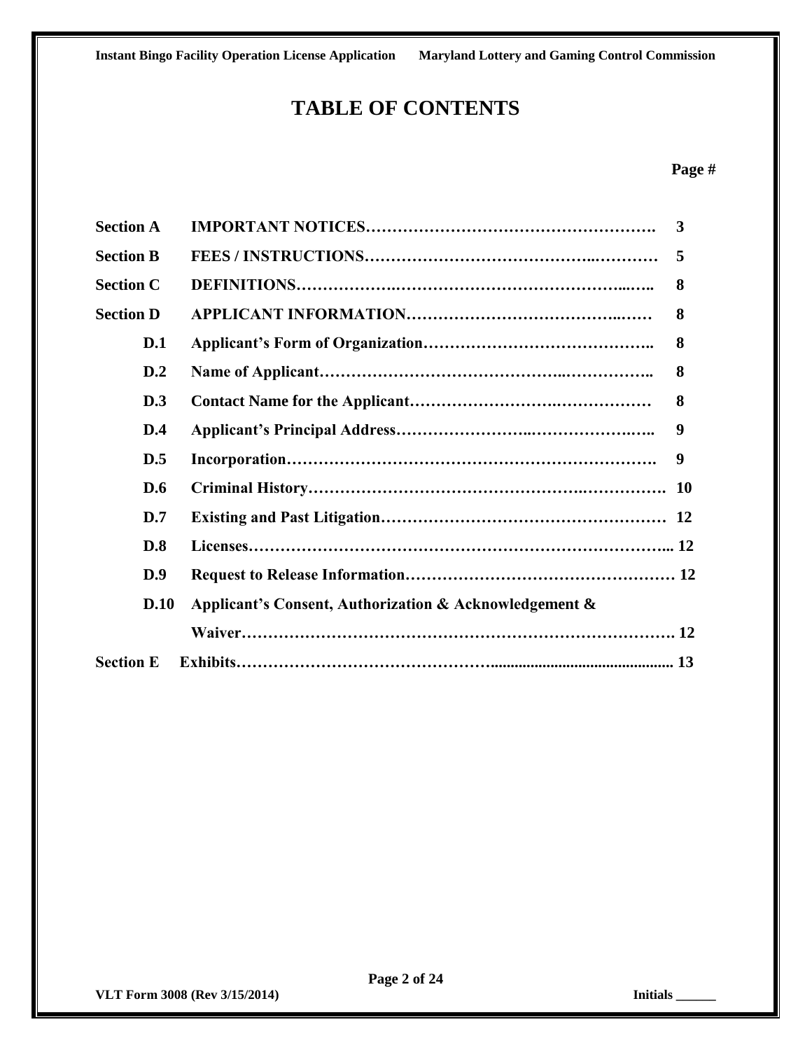# TABLE OF CONTENTS

| | | Page # |
|---|---|---|
| **Section A** | **IMPORTANT NOTICES** | **3** |
| **Section B** | **FEES / INSTRUCTIONS** | **5** |
| **Section C** | **DEFINITIONS** | **8** |
| **Section D** | **APPLICANT INFORMATION** | **8** |
| **D.1** | **Applicant's Form of Organization** | **8** |
| **D.2** | **Name of Applicant** | **8** |
| **D.3** | **Contact Name for the Applicant** | **8** |
| **D.4** | **Applicant's Principal Address** | **9** |
| **D.5** | **Incorporation** | **9** |
| **D.6** | **Criminal History** | **10** |
| **D.7** | **Existing and Past Litigation** | **12** |
| **D.8** | **Licenses** | **12** |
| **D.9** | **Request to Release Information** | **12** |
| **D.10** | **Applicant's Consent, Authorization & Acknowledgement & Waiver** | **12** |
| **Section E** | **Exhibits** | **13** |

VLT Form 3008 (Rev 3/15/2014) Initials ______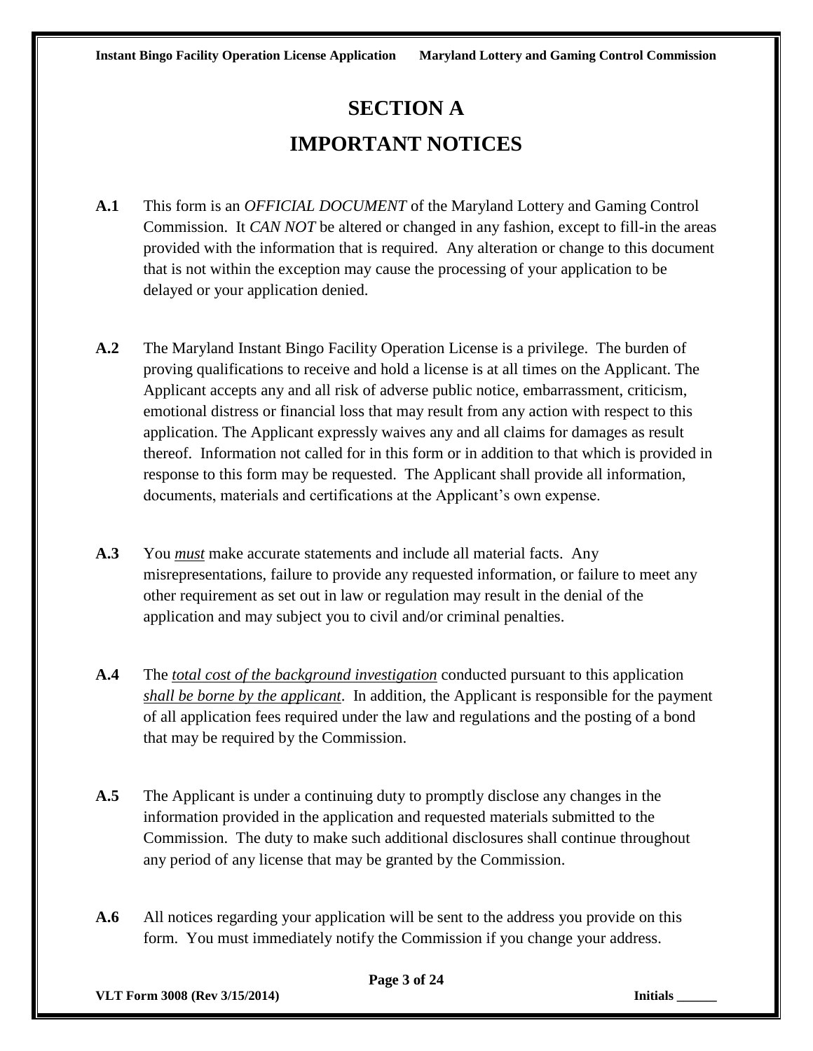# SECTION A

# IMPORTANT NOTICES

**A.1** This form is an *OFFICIAL DOCUMENT* of the Maryland Lottery and Gaming Control Commission. It *CAN NOT* be altered or changed in any fashion, except to fill-in the areas provided with the information that is required. Any alteration or change to this document that is not within the exception may cause the processing of your application to be delayed or your application denied.

**A.2** The Maryland Instant Bingo Facility Operation License is a privilege. The burden of proving qualifications to receive and hold a license is at all times on the Applicant. The Applicant accepts any and all risk of adverse public notice, embarrassment, criticism, emotional distress or financial loss that may result from any action with respect to this application. The Applicant expressly waives any and all claims for damages as result thereof. Information not called for in this form or in addition to that which is provided in response to this form may be requested. The Applicant shall provide all information, documents, materials and certifications at the Applicant's own expense.

**A.3** You ***must*** make accurate statements and include all material facts. Any misrepresentations, failure to provide any requested information, or failure to meet any other requirement as set out in law or regulation may result in the denial of the application and may subject you to civil and/or criminal penalties.

**A.4** The *total cost of the background investigation* conducted pursuant to this application *shall be borne by the applicant*. In addition, the Applicant is responsible for the payment of all application fees required under the law and regulations and the posting of a bond that may be required by the Commission.

**A.5** The Applicant is under a continuing duty to promptly disclose any changes in the information provided in the application and requested materials submitted to the Commission. The duty to make such additional disclosures shall continue throughout any period of any license that may be granted by the Commission.

**A.6** All notices regarding your application will be sent to the address you provide on this form. You must immediately notify the Commission if you change your address.

**VLT Form 3008 (Rev 3/15/2014)** **Initials ______**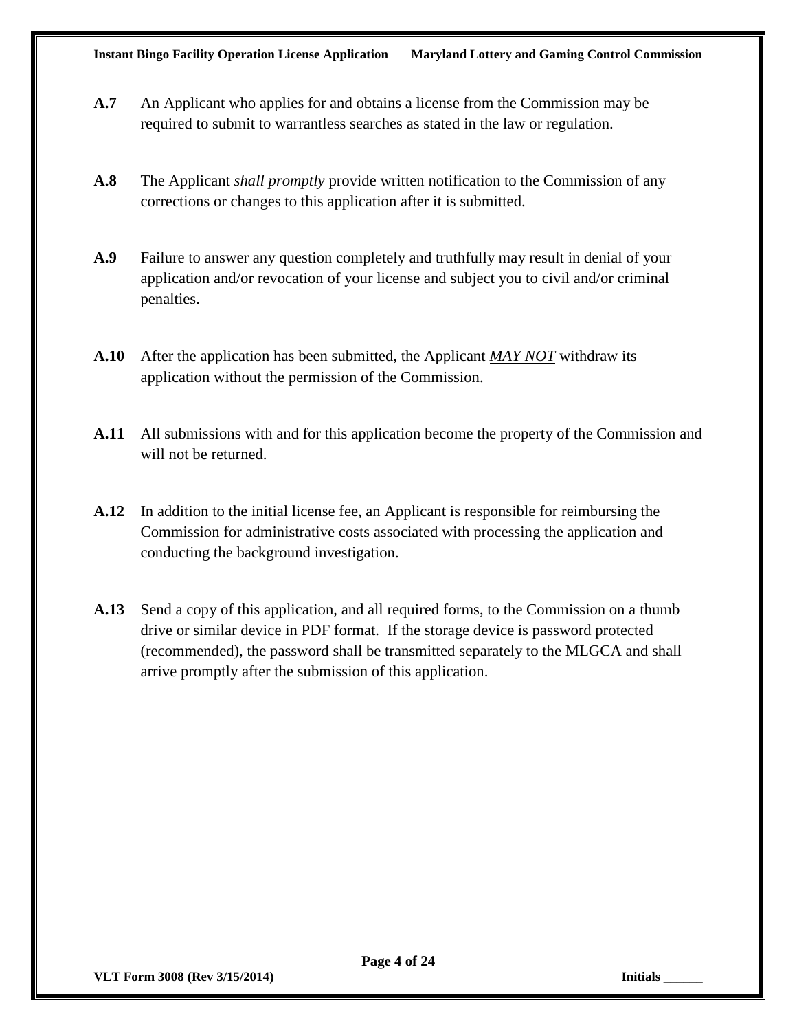**A.7** An Applicant who applies for and obtains a license from the Commission may be required to submit to warrantless searches as stated in the law or regulation.

**A.8** The Applicant ***shall promptly*** provide written notification to the Commission of any corrections or changes to this application after it is submitted.

**A.9** Failure to answer any question completely and truthfully may result in denial of your application and/or revocation of your license and subject you to civil and/or criminal penalties.

**A.10** After the application has been submitted, the Applicant ***MAY NOT*** withdraw its application without the permission of the Commission.

**A.11** All submissions with and for this application become the property of the Commission and will not be returned.

**A.12** In addition to the initial license fee, an Applicant is responsible for reimbursing the Commission for administrative costs associated with processing the application and conducting the background investigation.

**A.13** Send a copy of this application, and all required forms, to the Commission on a thumb drive or similar device in PDF format. If the storage device is password protected (recommended), the password shall be transmitted separately to the MLGCA and shall arrive promptly after the submission of this application.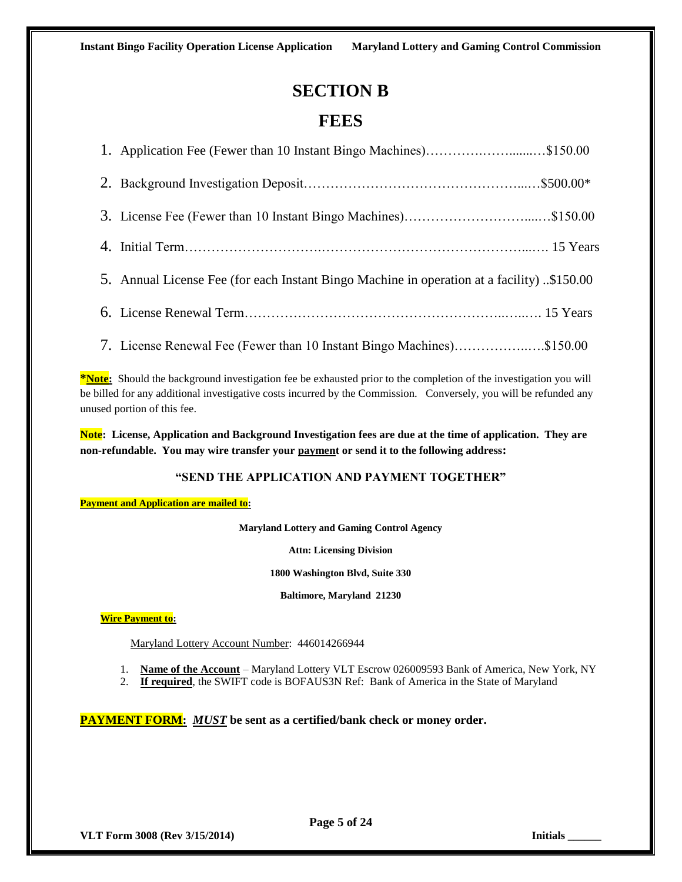# SECTION B

# FEES

1. Application Fee (Fewer than 10 Instant Bingo Machines)…………….……......…$150.00
2. Background Investigation Deposit…………………………………………...…$500.00*
3. License Fee (Fewer than 10 Instant Bingo Machines)………………………....…$150.00
4. Initial Term……………………….……………………………………...…. 15 Years
5. Annual License Fee (for each Instant Bingo Machine in operation at a facility) ..$150.00
6. License Renewal Term…………………………………………………..…..…. 15 Years
7. License Renewal Fee (Fewer than 10 Instant Bingo Machines)……………..….$150.00

**\*Note:** Should the background investigation fee be exhausted prior to the completion of the investigation you will be billed for any additional investigative costs incurred by the Commission. Conversely, you will be refunded any unused portion of this fee.

**Note: License, Application and Background Investigation fees are due at the time of application. They are non-refundable. You may wire transfer your payment or send it to the following address:**

**"SEND THE APPLICATION AND PAYMENT TOGETHER"**

**Payment and Application are mailed to:**

**Maryland Lottery and Gaming Control Agency**

**Attn: Licensing Division**

**1800 Washington Blvd, Suite 330**

**Baltimore, Maryland 21230**

**Wire Payment to:**

Maryland Lottery Account Number: 446014266944

1. **Name of the Account** – Maryland Lottery VLT Escrow 026009593 Bank of America, New York, NY
2. **If required**, the SWIFT code is BOFAUS3N Ref: Bank of America in the State of Maryland

**PAYMENT FORM:** ***MUST*** **be sent as a certified/bank check or money order.**

VLT Form 3008 (Rev 3/15/2014) Initials ______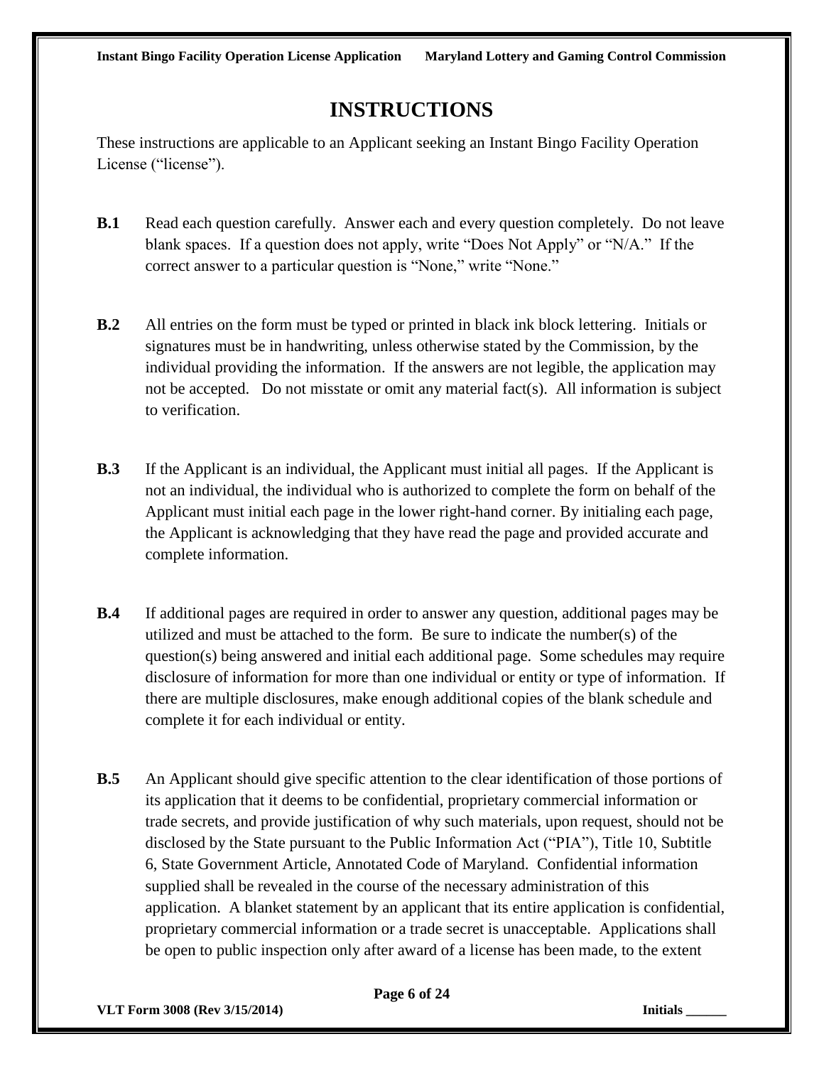# INSTRUCTIONS

These instructions are applicable to an Applicant seeking an Instant Bingo Facility Operation License ("license").

**B.1** Read each question carefully. Answer each and every question completely. Do not leave blank spaces. If a question does not apply, write "Does Not Apply" or "N/A." If the correct answer to a particular question is "None," write "None."

**B.2** All entries on the form must be typed or printed in black ink block lettering. Initials or signatures must be in handwriting, unless otherwise stated by the Commission, by the individual providing the information. If the answers are not legible, the application may not be accepted. Do not misstate or omit any material fact(s). All information is subject to verification.

**B.3** If the Applicant is an individual, the Applicant must initial all pages. If the Applicant is not an individual, the individual who is authorized to complete the form on behalf of the Applicant must initial each page in the lower right-hand corner. By initialing each page, the Applicant is acknowledging that they have read the page and provided accurate and complete information.

**B.4** If additional pages are required in order to answer any question, additional pages may be utilized and must be attached to the form. Be sure to indicate the number(s) of the question(s) being answered and initial each additional page. Some schedules may require disclosure of information for more than one individual or entity or type of information. If there are multiple disclosures, make enough additional copies of the blank schedule and complete it for each individual or entity.

**B.5** An Applicant should give specific attention to the clear identification of those portions of its application that it deems to be confidential, proprietary commercial information or trade secrets, and provide justification of why such materials, upon request, should not be disclosed by the State pursuant to the Public Information Act ("PIA"), Title 10, Subtitle 6, State Government Article, Annotated Code of Maryland. Confidential information supplied shall be revealed in the course of the necessary administration of this application. A blanket statement by an applicant that its entire application is confidential, proprietary commercial information or a trade secret is unacceptable. Applications shall be open to public inspection only after award of a license has been made, to the extent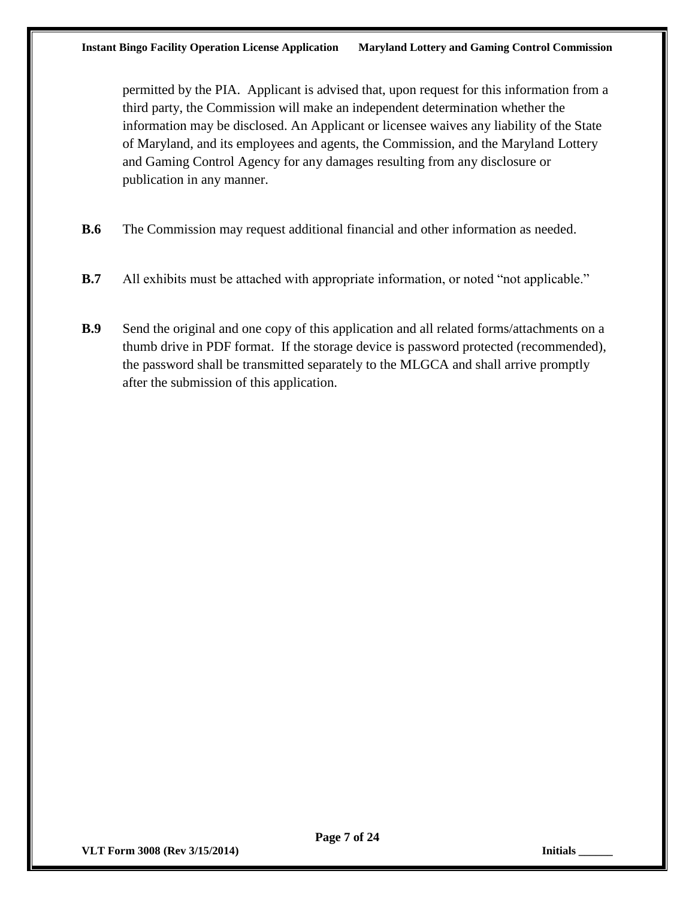permitted by the PIA. Applicant is advised that, upon request for this information from a third party, the Commission will make an independent determination whether the information may be disclosed. An Applicant or licensee waives any liability of the State of Maryland, and its employees and agents, the Commission, and the Maryland Lottery and Gaming Control Agency for any damages resulting from any disclosure or publication in any manner.

**B.6** The Commission may request additional financial and other information as needed.

**B.7** All exhibits must be attached with appropriate information, or noted "not applicable."

**B.9** Send the original and one copy of this application and all related forms/attachments on a thumb drive in PDF format. If the storage device is password protected (recommended), the password shall be transmitted separately to the MLGCA and shall arrive promptly after the submission of this application.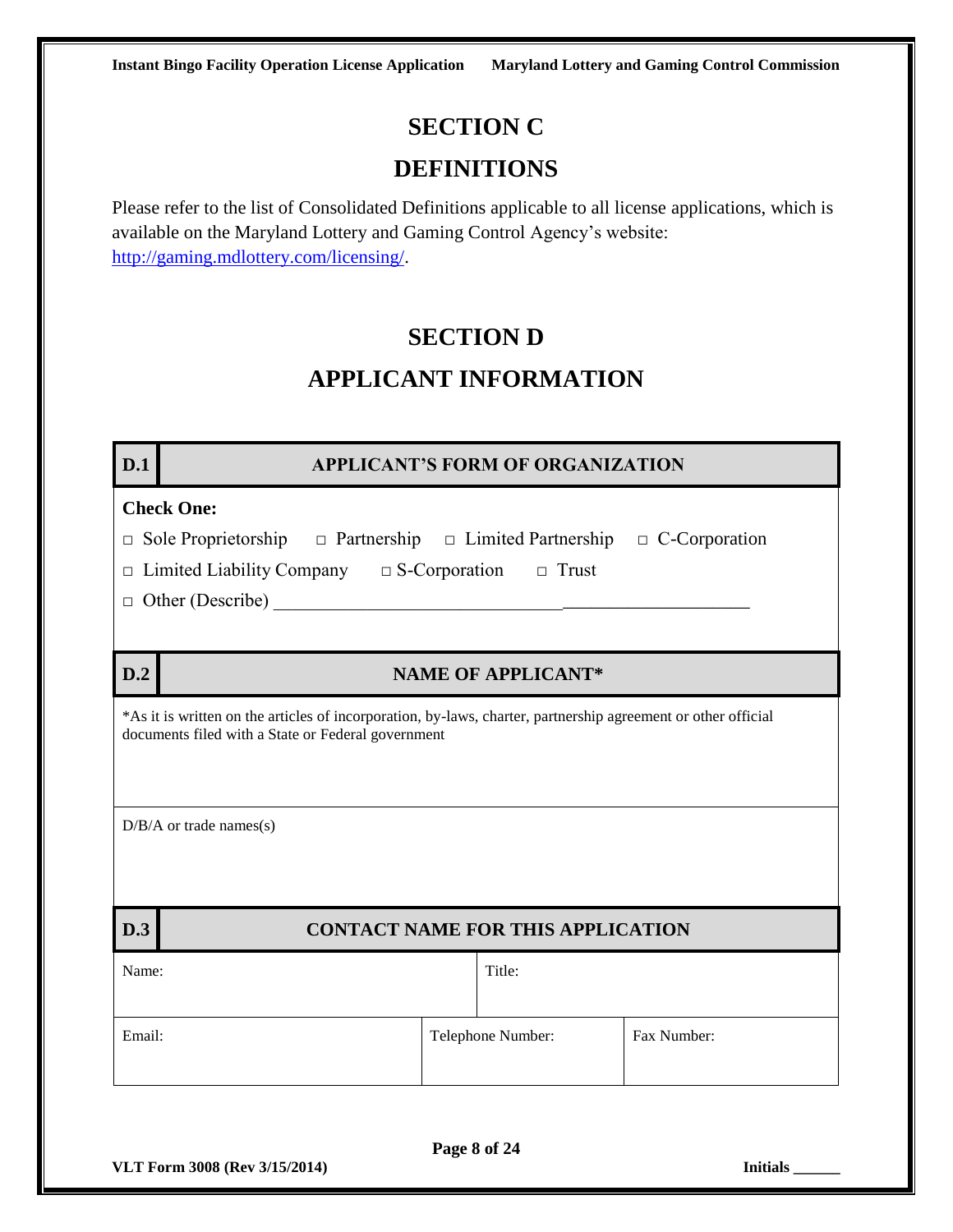# SECTION C

# DEFINITIONS

Please refer to the list of Consolidated Definitions applicable to all license applications, which is available on the Maryland Lottery and Gaming Control Agency's website: http://gaming.mdlottery.com/licensing/.

# SECTION D

# APPLICANT INFORMATION

| D.1 | APPLICANT'S FORM OF ORGANIZATION |
|---|---|

**Check One:**

□ Sole Proprietorship □ Partnership □ Limited Partnership □ C-Corporation

□ Limited Liability Company □ S-Corporation □ Trust

□ Other (Describe) ___________________________________________________

| D.2 | NAME OF APPLICANT* |
|---|---|

*As it is written on the articles of incorporation, by-laws, charter, partnership agreement or other official documents filed with a State or Federal government

D/B/A or trade names(s)

| D.3 | CONTACT NAME FOR THIS APPLICATION |
|---|---|

| Name: | | Title: |
|---|---|---|
| Email: | Telephone Number: | Fax Number: |

VLT Form 3008 (Rev 3/15/2014) Initials ______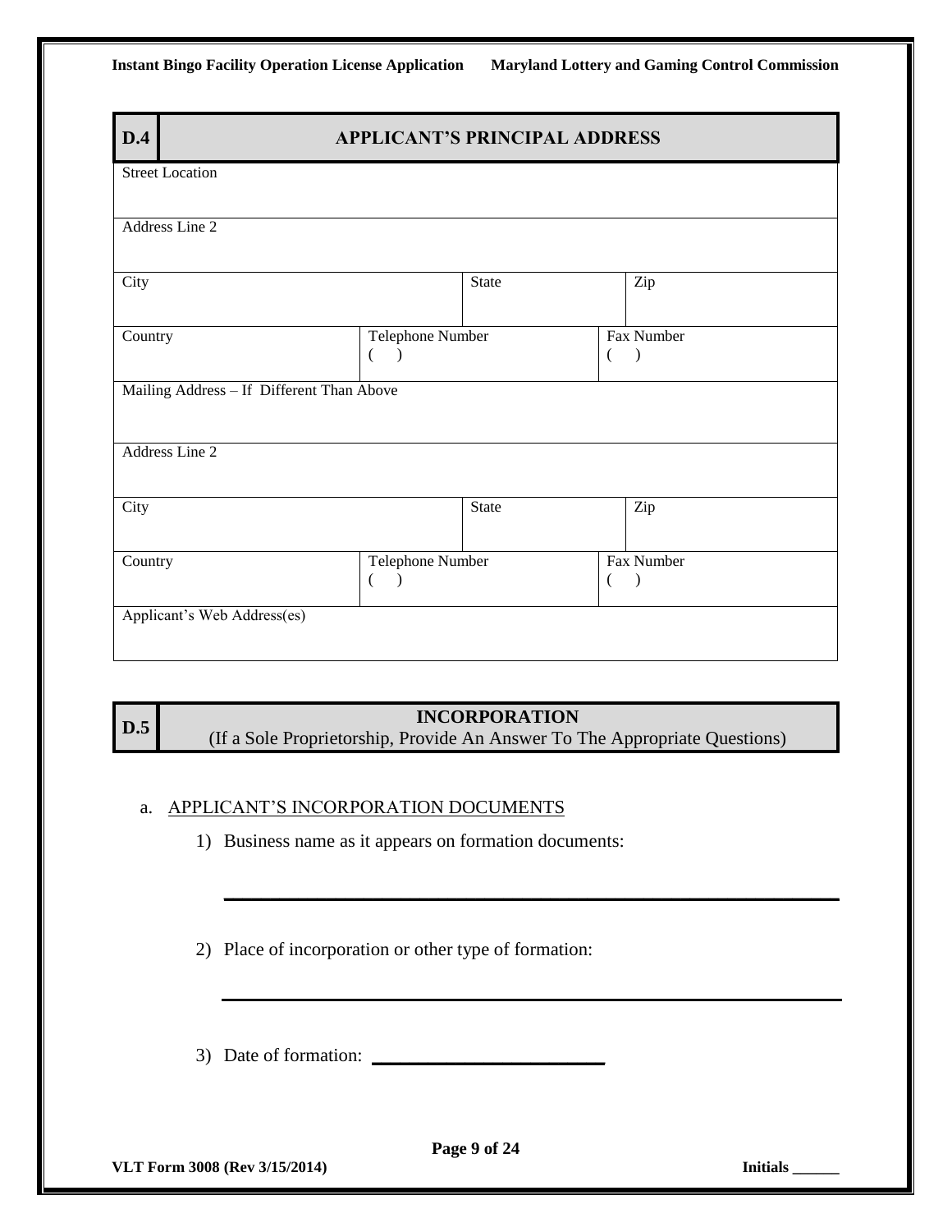| D.4 | APPLICANT'S PRINCIPAL ADDRESS | | | |
|---|---|---|---|---|
| Street Location | | | | |
| Address Line 2 | | | | |
| City | | State | | Zip |
| Country | Telephone Number ( ) | | Fax Number ( ) | |
| Mailing Address – If Different Than Above | | | | |
| Address Line 2 | | | | |
| City | | State | | Zip |
| Country | Telephone Number ( ) | | Fax Number ( ) | |
| Applicant's Web Address(es) | | | | |

| D.5 | INCORPORATION (If a Sole Proprietorship, Provide An Answer To The Appropriate Questions) |
|---|---|

a. APPLICANT'S INCORPORATION DOCUMENTS

1) Business name as it appears on formation documents:

______________________________________________________________

2) Place of incorporation or other type of formation:

______________________________________________________________

3) Date of formation: ________________________

VLT Form 3008 (Rev 3/15/2014)

Initials ______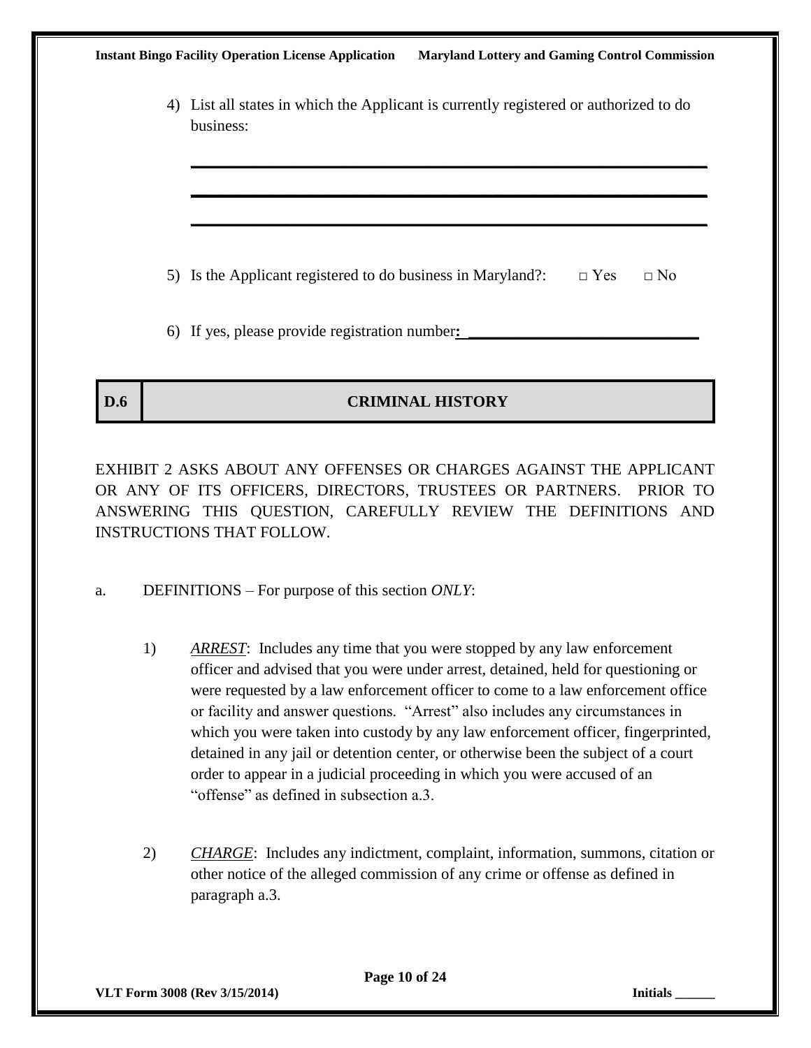4) List all states in which the Applicant is currently registered or authorized to do business:

_______________________________________________________________

_______________________________________________________________

_______________________________________________________________

5) Is the Applicant registered to do business in Maryland?: □ Yes □ No

6) If yes, please provide registration number: ______________________________

## D.6 CRIMINAL HISTORY

EXHIBIT 2 ASKS ABOUT ANY OFFENSES OR CHARGES AGAINST THE APPLICANT OR ANY OF ITS OFFICERS, DIRECTORS, TRUSTEES OR PARTNERS. PRIOR TO ANSWERING THIS QUESTION, CAREFULLY REVIEW THE DEFINITIONS AND INSTRUCTIONS THAT FOLLOW.

a. DEFINITIONS – For purpose of this section *ONLY*:

1) *ARREST*: Includes any time that you were stopped by any law enforcement officer and advised that you were under arrest, detained, held for questioning or were requested by a law enforcement officer to come to a law enforcement office or facility and answer questions. "Arrest" also includes any circumstances in which you were taken into custody by any law enforcement officer, fingerprinted, detained in any jail or detention center, or otherwise been the subject of a court order to appear in a judicial proceeding in which you were accused of an "offense" as defined in subsection a.3.

2) *CHARGE*: Includes any indictment, complaint, information, summons, citation or other notice of the alleged commission of any crime or offense as defined in paragraph a.3.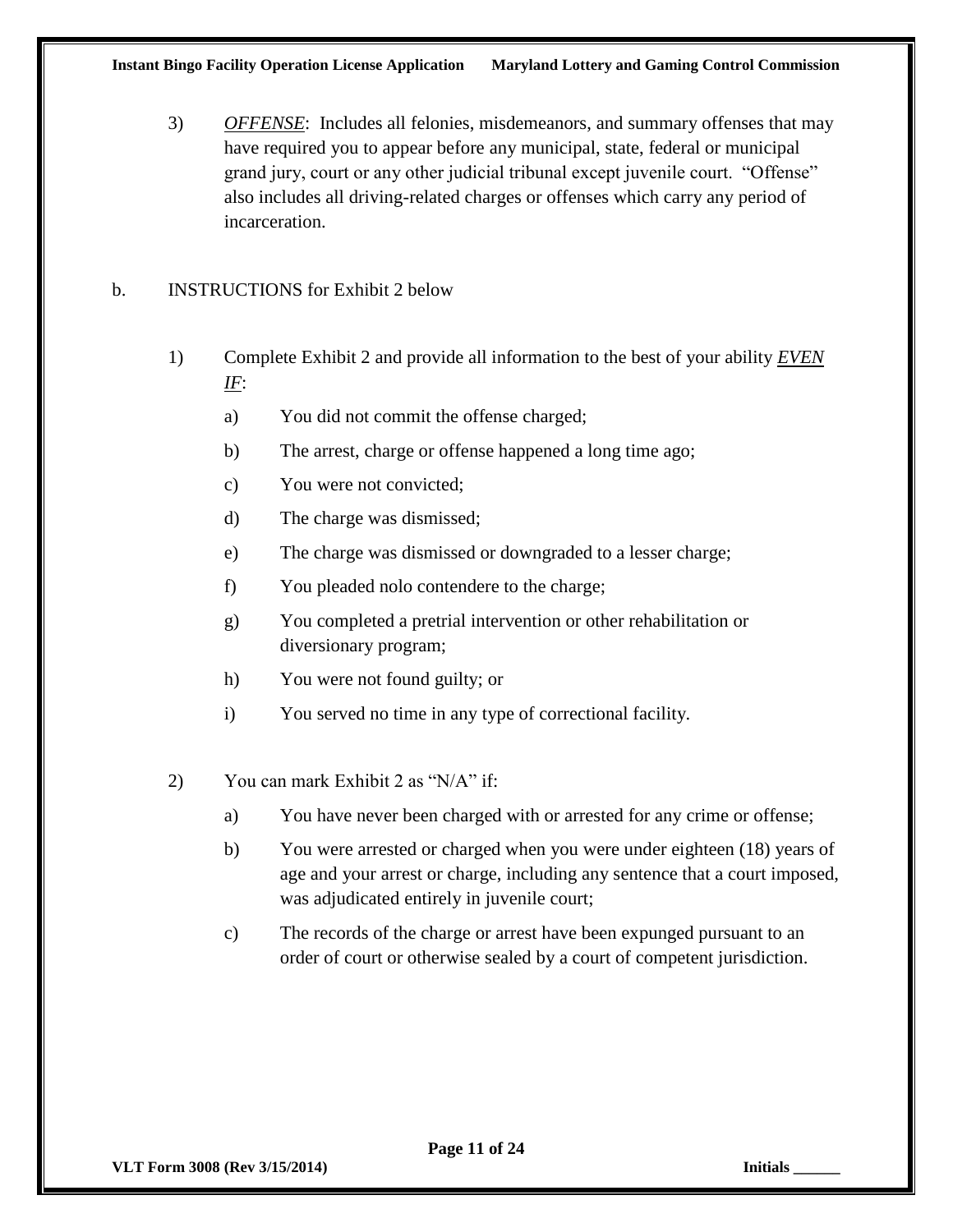3) *OFFENSE*: Includes all felonies, misdemeanors, and summary offenses that may have required you to appear before any municipal, state, federal or municipal grand jury, court or any other judicial tribunal except juvenile court. "Offense" also includes all driving-related charges or offenses which carry any period of incarceration.

b. INSTRUCTIONS for Exhibit 2 below

1) Complete Exhibit 2 and provide all information to the best of your ability ***EVEN IF***:

   a) You did not commit the offense charged;

   b) The arrest, charge or offense happened a long time ago;

   c) You were not convicted;

   d) The charge was dismissed;

   e) The charge was dismissed or downgraded to a lesser charge;

   f) You pleaded nolo contendere to the charge;

   g) You completed a pretrial intervention or other rehabilitation or diversionary program;

   h) You were not found guilty; or

   i) You served no time in any type of correctional facility.

2) You can mark Exhibit 2 as "N/A" if:

   a) You have never been charged with or arrested for any crime or offense;

   b) You were arrested or charged when you were under eighteen (18) years of age and your arrest or charge, including any sentence that a court imposed, was adjudicated entirely in juvenile court;

   c) The records of the charge or arrest have been expunged pursuant to an order of court or otherwise sealed by a court of competent jurisdiction.

Initials ______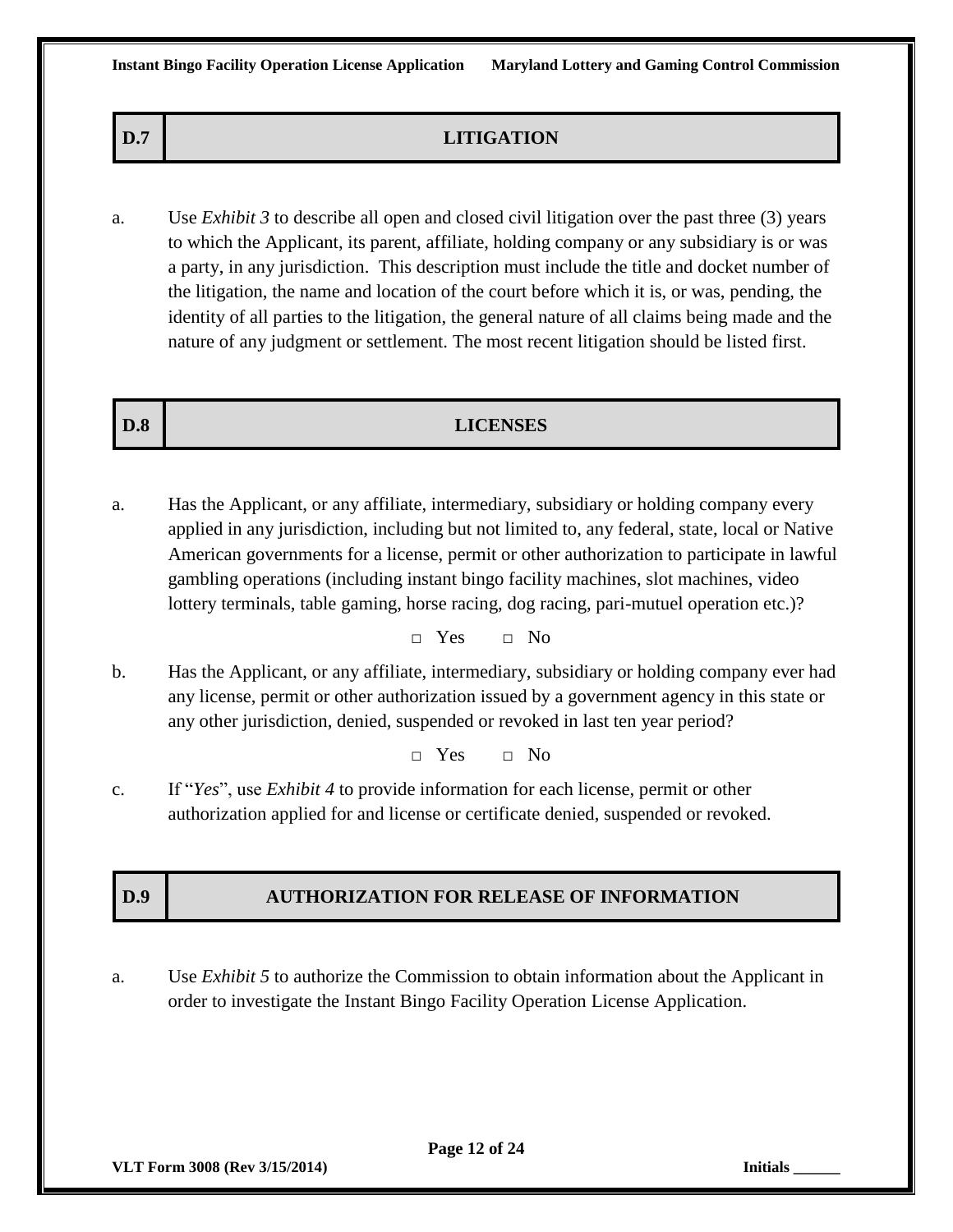## D.7 LITIGATION

a. Use *Exhibit 3* to describe all open and closed civil litigation over the past three (3) years to which the Applicant, its parent, affiliate, holding company or any subsidiary is or was a party, in any jurisdiction. This description must include the title and docket number of the litigation, the name and location of the court before which it is, or was, pending, the identity of all parties to the litigation, the general nature of all claims being made and the nature of any judgment or settlement. The most recent litigation should be listed first.

## D.8 LICENSES

a. Has the Applicant, or any affiliate, intermediary, subsidiary or holding company every applied in any jurisdiction, including but not limited to, any federal, state, local or Native American governments for a license, permit or other authorization to participate in lawful gambling operations (including instant bingo facility machines, slot machines, video lottery terminals, table gaming, horse racing, dog racing, pari-mutuel operation etc.)?

□ Yes □ No

b. Has the Applicant, or any affiliate, intermediary, subsidiary or holding company ever had any license, permit or other authorization issued by a government agency in this state or any other jurisdiction, denied, suspended or revoked in last ten year period?

□ Yes □ No

c. If "*Yes*", use *Exhibit 4* to provide information for each license, permit or other authorization applied for and license or certificate denied, suspended or revoked.

## D.9 AUTHORIZATION FOR RELEASE OF INFORMATION

a. Use *Exhibit 5* to authorize the Commission to obtain information about the Applicant in order to investigate the Instant Bingo Facility Operation License Application.

Initials ______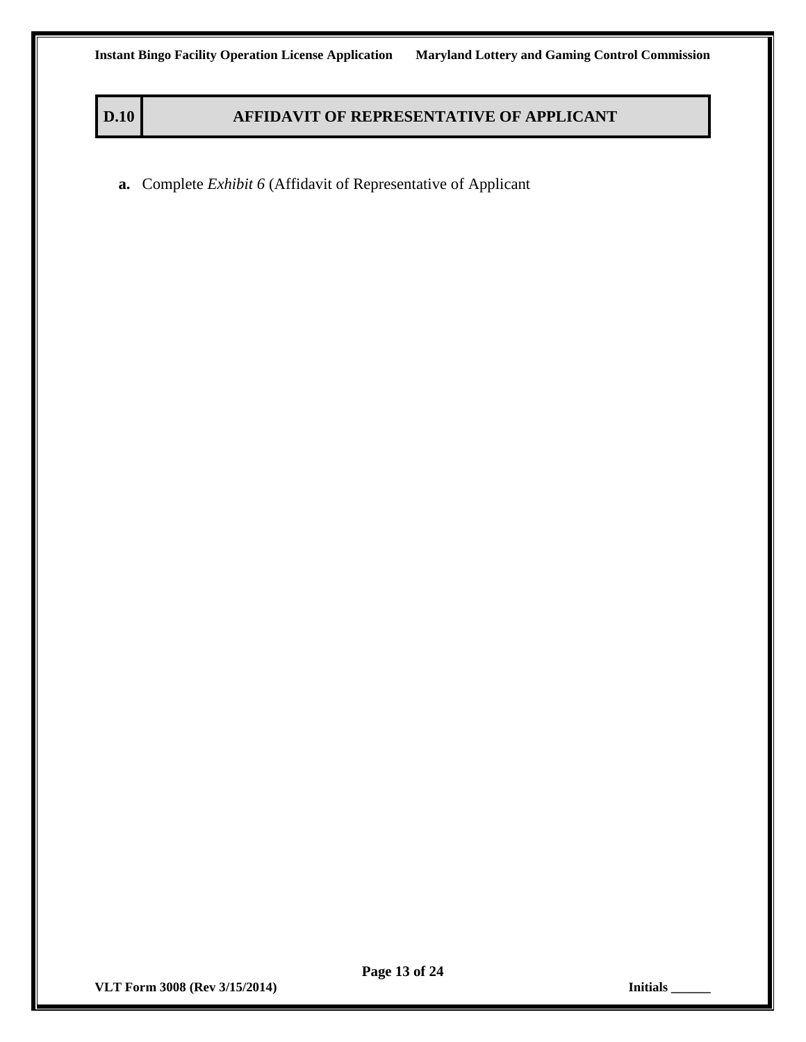## D.10 AFFIDAVIT OF REPRESENTATIVE OF APPLICANT

**a.** Complete *Exhibit 6* (Affidavit of Representative of Applicant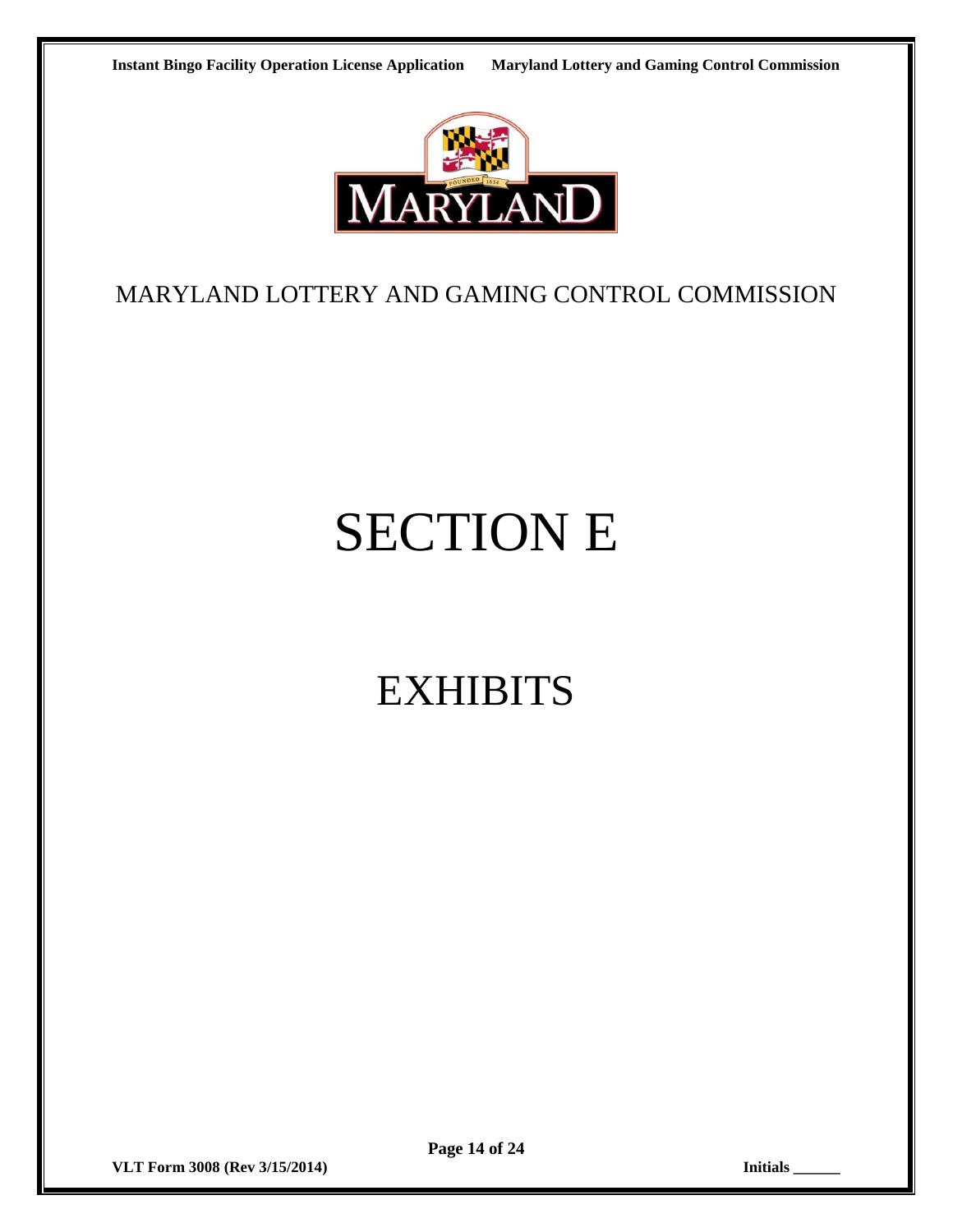MARYLAND LOTTERY AND GAMING CONTROL COMMISSION

# SECTION E

## EXHIBITS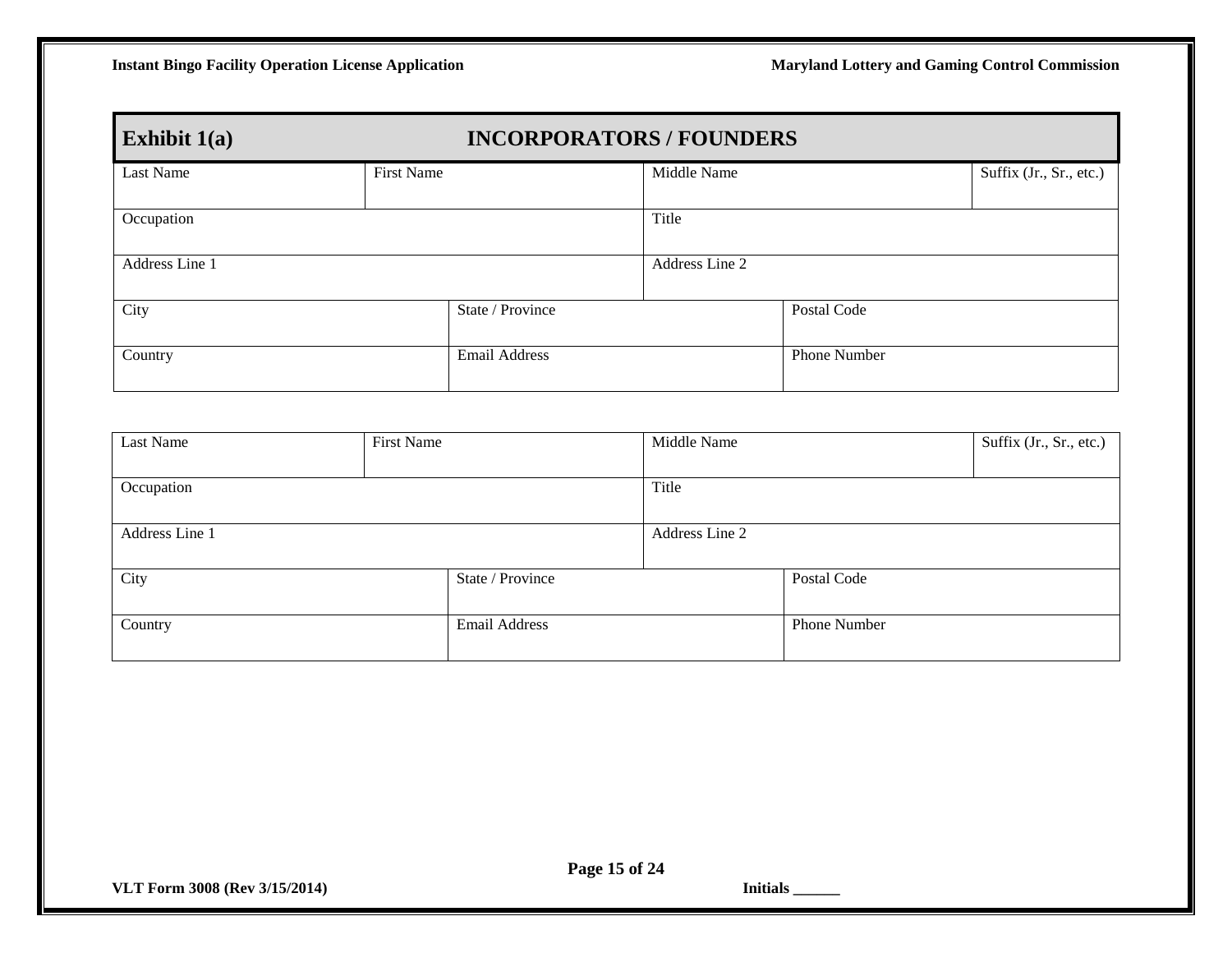## Exhibit 1(a) INCORPORATORS / FOUNDERS

| Last Name | First Name | Middle Name | Suffix (Jr., Sr., etc.) |
|---|---|---|---|
| | | | |

| Occupation | Title |
|---|---|
| | |

| Address Line 1 | Address Line 2 |
|---|---|
| | |

| City | State / Province | Postal Code |
|---|---|---|
| | | |

| Country | Email Address | Phone Number |
|---|---|---|
| | | |

| Last Name | First Name | Middle Name | Suffix (Jr., Sr., etc.) |
|---|---|---|---|
| | | | |

| Occupation | Title |
|---|---|
| | |

| Address Line 1 | Address Line 2 |
|---|---|
| | |

| City | State / Province | Postal Code |
|---|---|---|
| | | |

| Country | Email Address | Phone Number |
|---|---|---|
| | | |

VLT Form 3008 (Rev 3/15/2014) Initials ______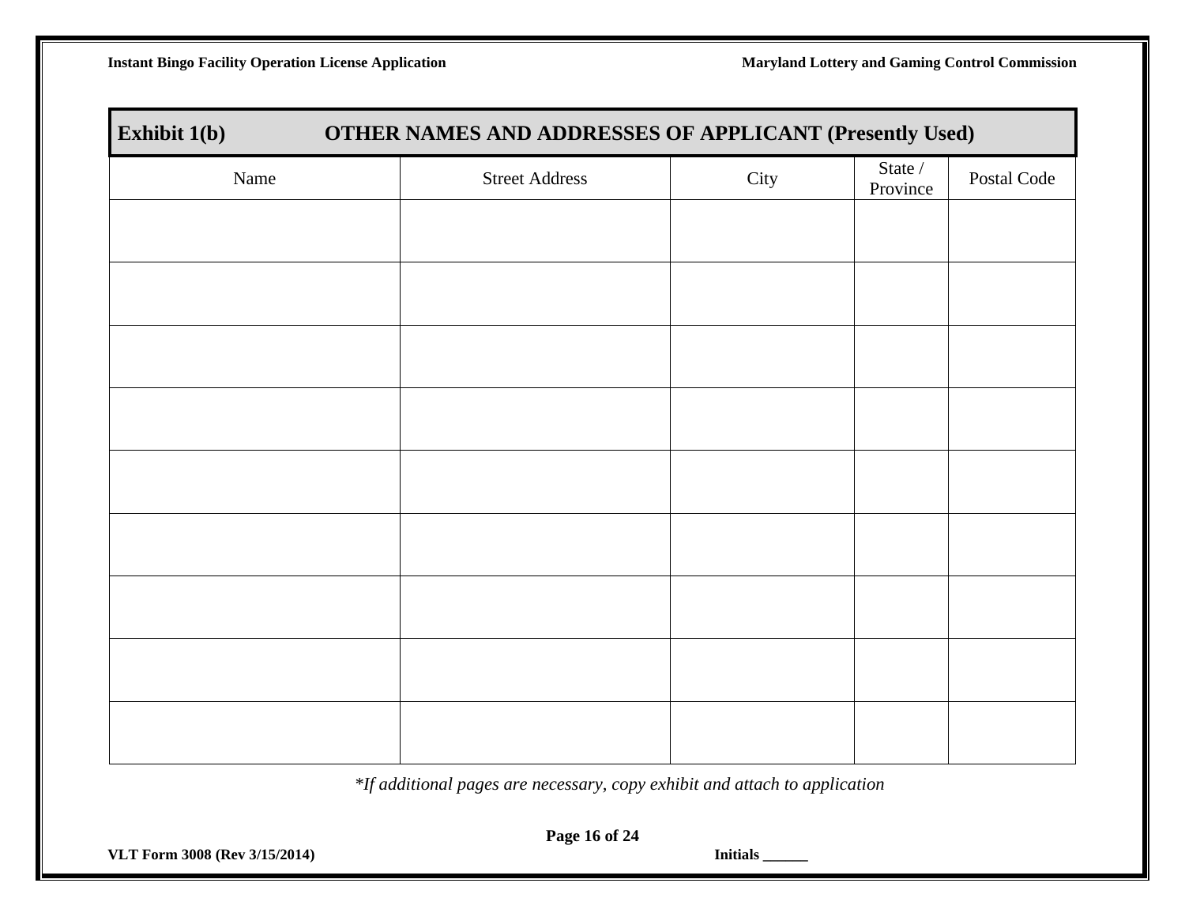## Exhibit 1(b) OTHER NAMES AND ADDRESSES OF APPLICANT (Presently Used)

| Name | Street Address | City | State / Province | Postal Code |
|---|---|---|---|---|
| | | | | |
| | | | | |
| | | | | |
| | | | | |
| | | | | |
| | | | | |
| | | | | |
| | | | | |
| | | | | |

*\*If additional pages are necessary, copy exhibit and attach to application*

**Initials ______**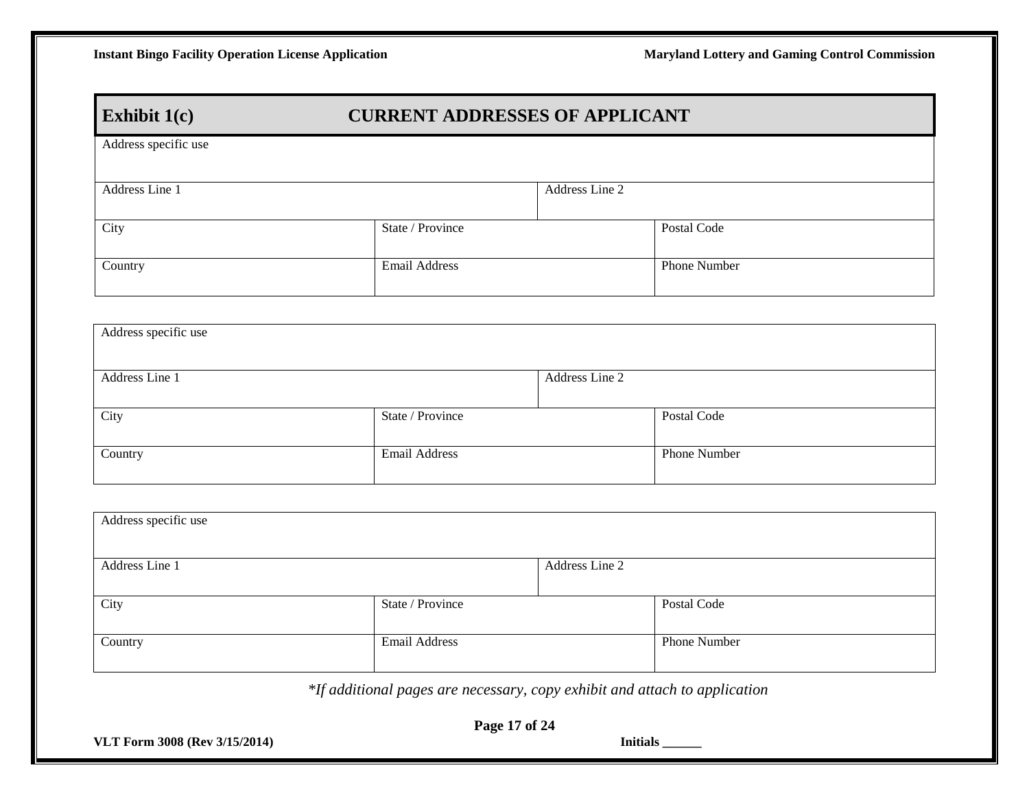## Exhibit 1(c) CURRENT ADDRESSES OF APPLICANT

| Address specific use | | |
|---|---|---|
| Address Line 1 | Address Line 2 | |
| City | State / Province | Postal Code |
| Country | Email Address | Phone Number |

| Address specific use | | |
|---|---|---|
| Address Line 1 | Address Line 2 | |
| City | State / Province | Postal Code |
| Country | Email Address | Phone Number |

| Address specific use | | |
|---|---|---|
| Address Line 1 | Address Line 2 | |
| City | State / Province | Postal Code |
| Country | Email Address | Phone Number |

*\*If additional pages are necessary, copy exhibit and attach to application*

VLT Form 3008 (Rev 3/15/2014) Initials ______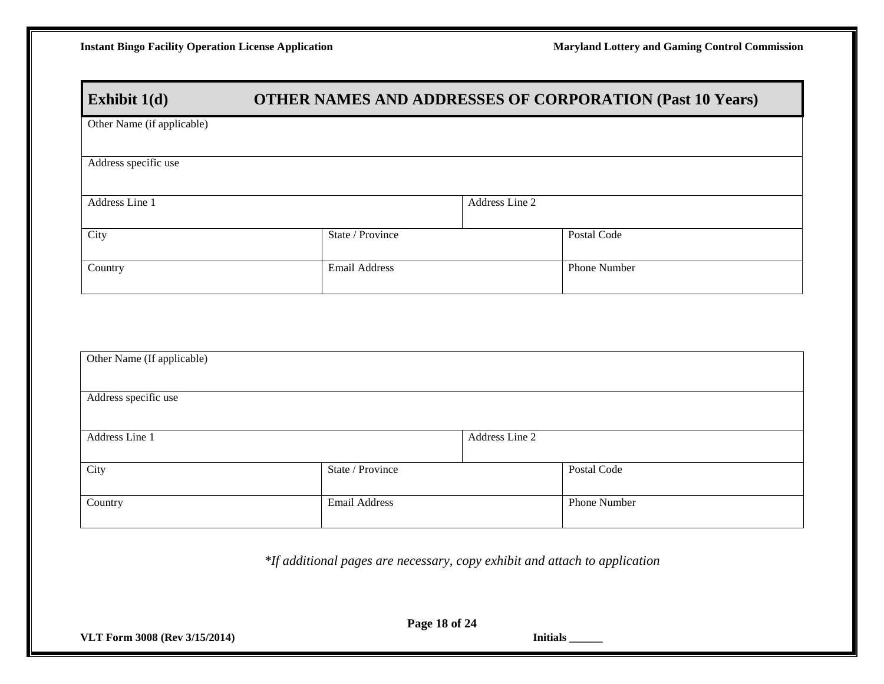## Exhibit 1(d) OTHER NAMES AND ADDRESSES OF CORPORATION (Past 10 Years)

| Other Name (if applicable) | | |
|---|---|---|
| Address specific use | | |
| Address Line 1 | | Address Line 2 |
| City | State / Province | Postal Code |
| Country | Email Address | Phone Number |

| Other Name (If applicable) | | |
|---|---|---|
| Address specific use | | |
| Address Line 1 | | Address Line 2 |
| City | State / Province | Postal Code |
| Country | Email Address | Phone Number |

*\*If additional pages are necessary, copy exhibit and attach to application*

Initials ______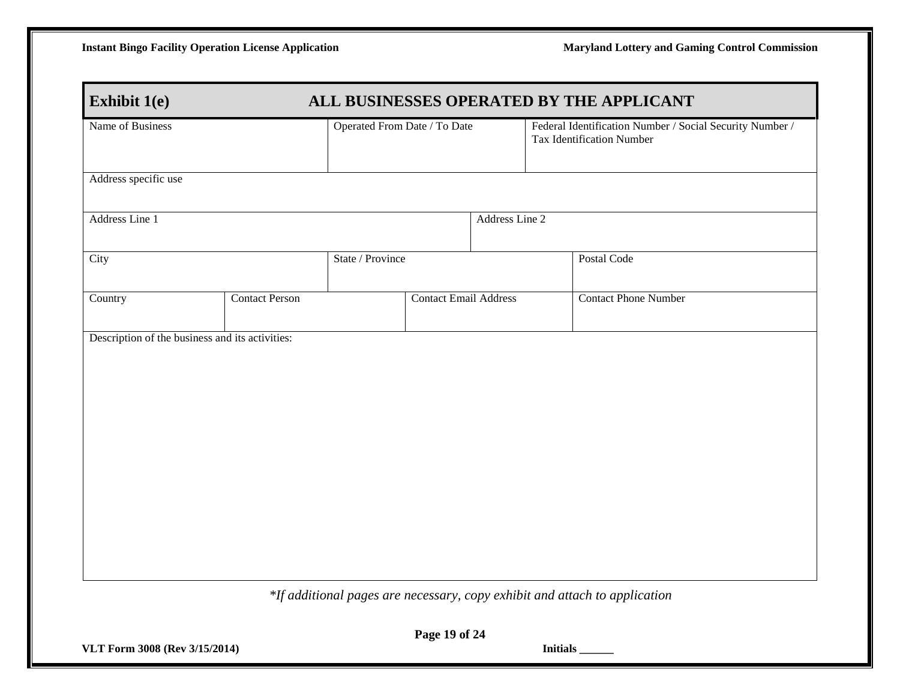## Exhibit 1(e) ALL BUSINESSES OPERATED BY THE APPLICANT

| Name of Business | Operated From Date / To Date | Federal Identification Number / Social Security Number / Tax Identification Number |
|---|---|---|
| | | |

| Address specific use |
|---|
| |

| Address Line 1 | Address Line 2 |
|---|---|
| | |

| City | State / Province | Postal Code |
|---|---|---|
| | | |

| Country | Contact Person | Contact Email Address | Contact Phone Number |
|---|---|---|---|
| | | | |

| Description of the business and its activities: |
|---|
| |

*\*If additional pages are necessary, copy exhibit and attach to application*

VLT Form 3008 (Rev 3/15/2014)

Initials ______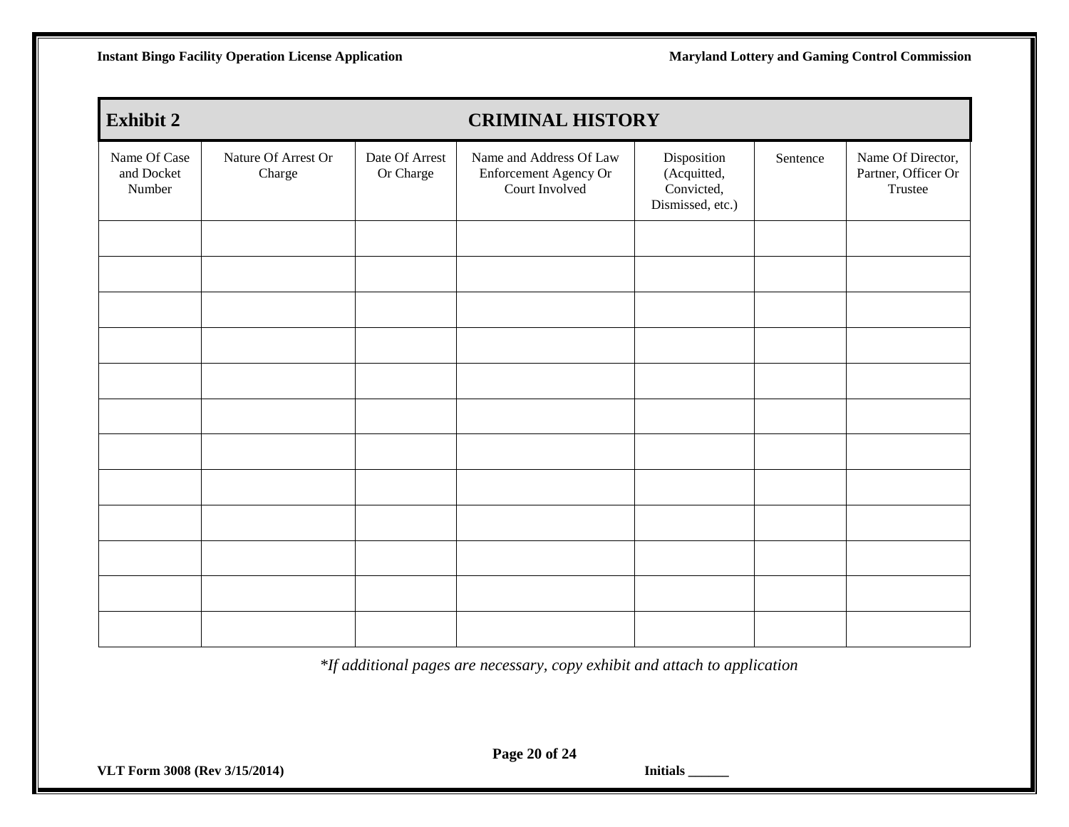## Exhibit 2 CRIMINAL HISTORY

| Name Of Case and Docket Number | Nature Of Arrest Or Charge | Date Of Arrest Or Charge | Name and Address Of Law Enforcement Agency Or Court Involved | Disposition (Acquitted, Convicted, Dismissed, etc.) | Sentence | Name Of Director, Partner, Officer Or Trustee |
|---|---|---|---|---|---|---|
| | | | | | | |
| | | | | | | |
| | | | | | | |
| | | | | | | |
| | | | | | | |
| | | | | | | |
| | | | | | | |
| | | | | | | |
| | | | | | | |
| | | | | | | |
| | | | | | | |
| | | | | | | |

*\*If additional pages are necessary, copy exhibit and attach to application*

Initials ______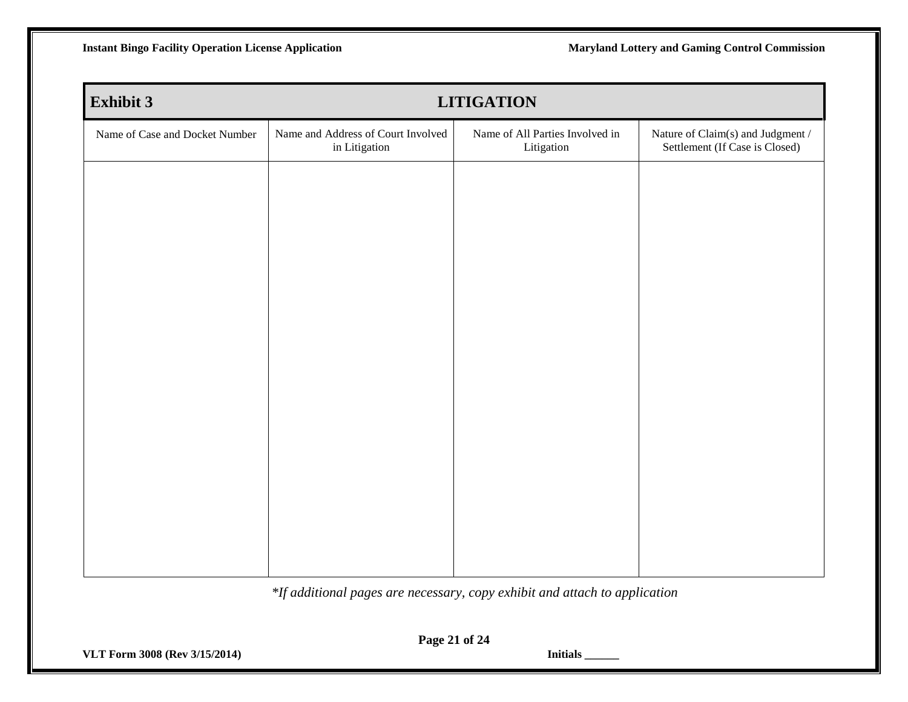## Exhibit 3 — LITIGATION

| Name of Case and Docket Number | Name and Address of Court Involved in Litigation | Name of All Parties Involved in Litigation | Nature of Claim(s) and Judgment / Settlement (If Case is Closed) |
|---|---|---|---|
| | | | |

*\*If additional pages are necessary, copy exhibit and attach to application*

VLT Form 3008 (Rev 3/15/2014)

Initials ______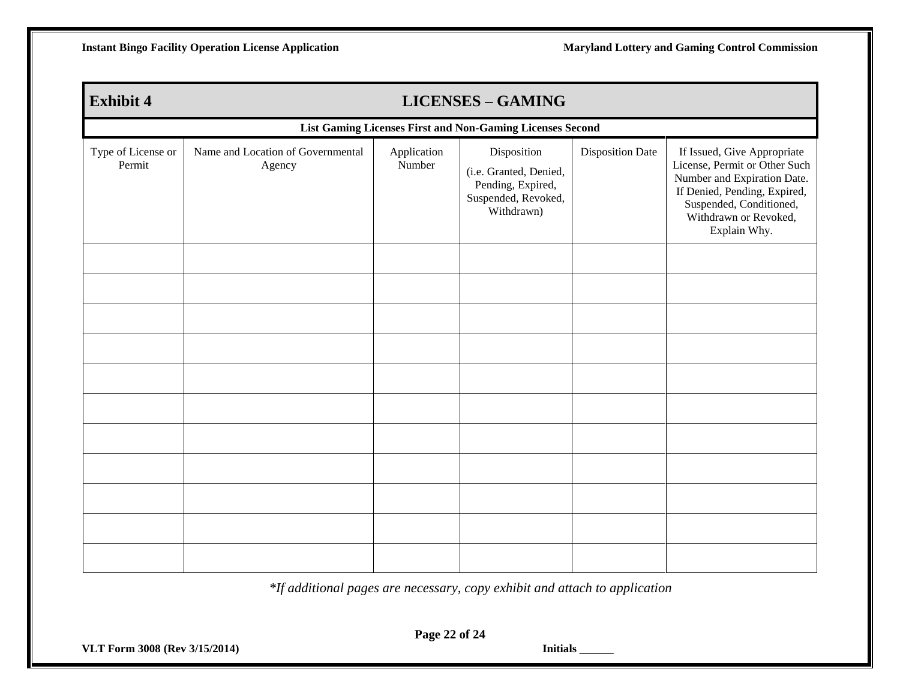## Exhibit 4 — LICENSES – GAMING

**List Gaming Licenses First and Non-Gaming Licenses Second**

| Type of License or Permit | Name and Location of Governmental Agency | Application Number | Disposition (i.e. Granted, Denied, Pending, Expired, Suspended, Revoked, Withdrawn) | Disposition Date | If Issued, Give Appropriate License, Permit or Other Such Number and Expiration Date. If Denied, Pending, Expired, Suspended, Conditioned, Withdrawn or Revoked, Explain Why. |
|---|---|---|---|---|---|
| | | | | | |
| | | | | | |
| | | | | | |
| | | | | | |
| | | | | | |
| | | | | | |
| | | | | | |
| | | | | | |
| | | | | | |
| | | | | | |
| | | | | | |

*\*If additional pages are necessary, copy exhibit and attach to application*

**Initials ______**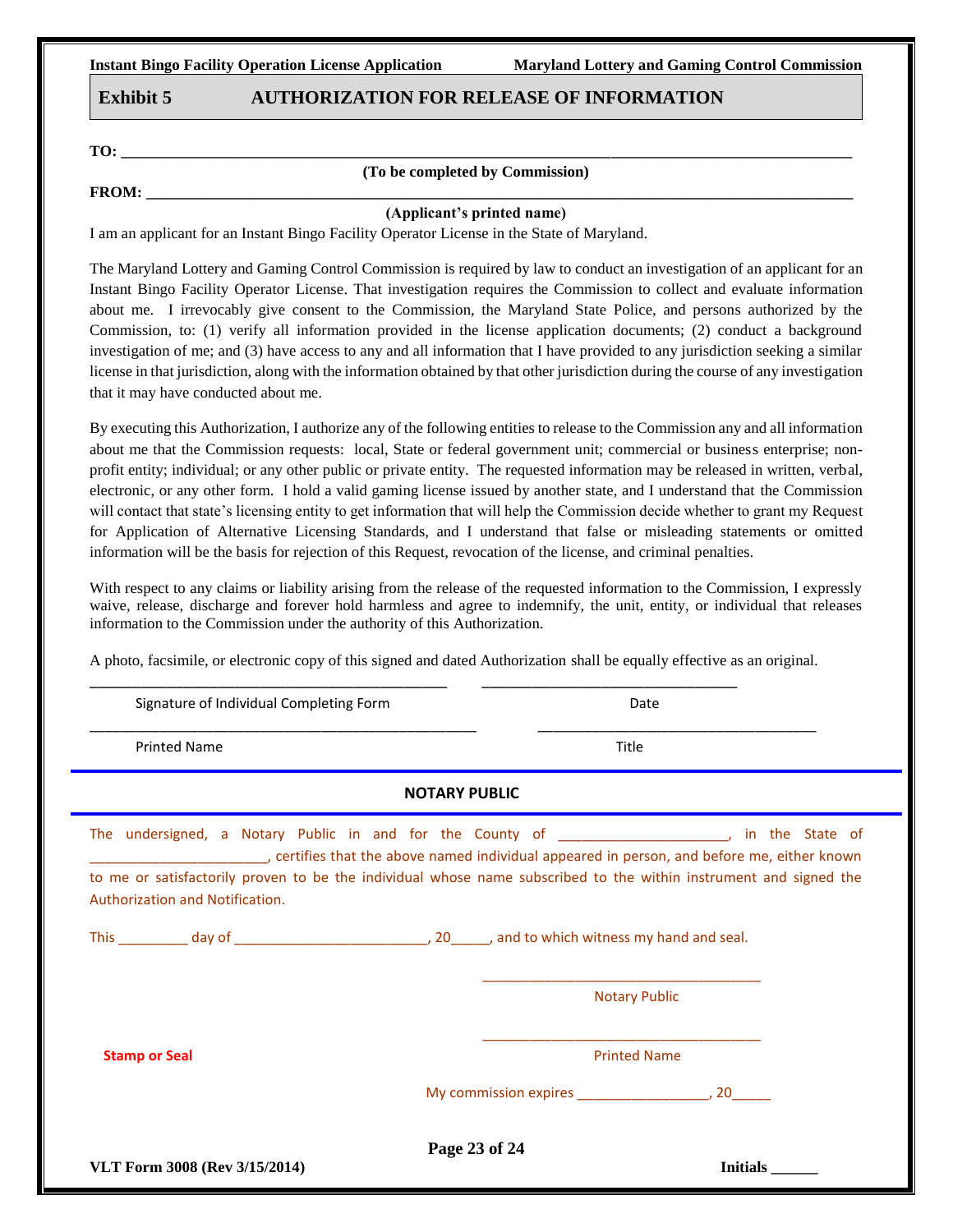## Exhibit 5 AUTHORIZATION FOR RELEASE OF INFORMATION

**TO:** ____________________________________________________________________________________________

**(To be completed by Commission)**

**FROM:** __________________________________________________________________________________________

**(Applicant's printed name)**

I am an applicant for an Instant Bingo Facility Operator License in the State of Maryland.

The Maryland Lottery and Gaming Control Commission is required by law to conduct an investigation of an applicant for an Instant Bingo Facility Operator License. That investigation requires the Commission to collect and evaluate information about me. I irrevocably give consent to the Commission, the Maryland State Police, and persons authorized by the Commission, to: (1) verify all information provided in the license application documents; (2) conduct a background investigation of me; and (3) have access to any and all information that I have provided to any jurisdiction seeking a similar license in that jurisdiction, along with the information obtained by that other jurisdiction during the course of any investigation that it may have conducted about me.

By executing this Authorization, I authorize any of the following entities to release to the Commission any and all information about me that the Commission requests: local, State or federal government unit; commercial or business enterprise; non-profit entity; individual; or any other public or private entity. The requested information may be released in written, verbal, electronic, or any other form. I hold a valid gaming license issued by another state, and I understand that the Commission will contact that state's licensing entity to get information that will help the Commission decide whether to grant my Request for Application of Alternative Licensing Standards, and I understand that false or misleading statements or omitted information will be the basis for rejection of this Request, revocation of the license, and criminal penalties.

With respect to any claims or liability arising from the release of the requested information to the Commission, I expressly waive, release, discharge and forever hold harmless and agree to indemnify, the unit, entity, or individual that releases information to the Commission under the authority of this Authorization.

A photo, facsimile, or electronic copy of this signed and dated Authorization shall be equally effective as an original.

_____________________________________________ ________________________________

Signature of Individual Completing Form Date

_________________________________________________ ___________________________________

Printed Name Title

### NOTARY PUBLIC

The undersigned, a Notary Public in and for the County of ______________________, in the State of ________________________, certifies that the above named individual appeared in person, and before me, either known to me or satisfactorily proven to be the individual whose name subscribed to the within instrument and signed the Authorization and Notification.

This _________ day of __________________________, 20_____, and to which witness my hand and seal.

____________________________________

Notary Public

____________________________________

**Stamp or Seal** Printed Name

My commission expires _________________, 20_____

VLT Form 3008 (Rev 3/15/2014) **Initials ______**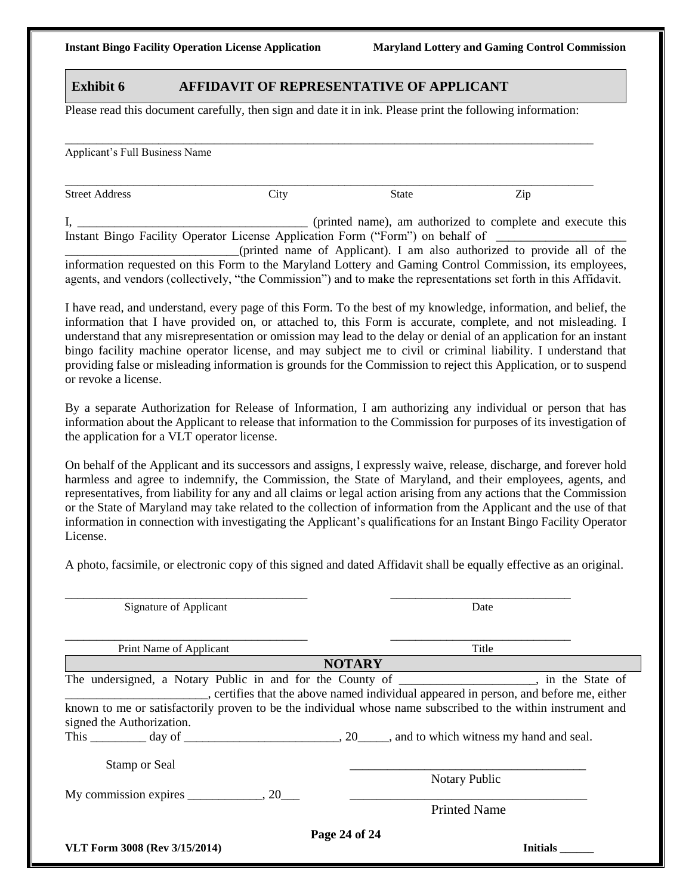## Exhibit 6 AFFIDAVIT OF REPRESENTATIVE OF APPLICANT

Please read this document carefully, then sign and date it in ink. Please print the following information:

_____________________________________________________________________________________

Applicant's Full Business Name

_____________________________________________________________________________________

Street Address City State Zip

I, _______________________________________ (printed name), am authorized to complete and execute this Instant Bingo Facility Operator License Application Form ("Form") on behalf of _____________________ ____________________________(printed name of Applicant). I am also authorized to provide all of the information requested on this Form to the Maryland Lottery and Gaming Control Commission, its employees, agents, and vendors (collectively, "the Commission") and to make the representations set forth in this Affidavit.

I have read, and understand, every page of this Form. To the best of my knowledge, information, and belief, the information that I have provided on, or attached to, this Form is accurate, complete, and not misleading. I understand that any misrepresentation or omission may lead to the delay or denial of an application for an instant bingo facility machine operator license, and may subject me to civil or criminal liability. I understand that providing false or misleading information is grounds for the Commission to reject this Application, or to suspend or revoke a license.

By a separate Authorization for Release of Information, I am authorizing any individual or person that has information about the Applicant to release that information to the Commission for purposes of its investigation of the application for a VLT operator license.

On behalf of the Applicant and its successors and assigns, I expressly waive, release, discharge, and forever hold harmless and agree to indemnify, the Commission, the State of Maryland, and their employees, agents, and representatives, from liability for any and all claims or legal action arising from any actions that the Commission or the State of Maryland may take related to the collection of information from the Applicant and the use of that information in connection with investigating the Applicant's qualifications for an Instant Bingo Facility Operator License.

A photo, facsimile, or electronic copy of this signed and dated Affidavit shall be equally effective as an original.

_________________________________________ _______________________________

Signature of Applicant Date

_________________________________________ _______________________________

Print Name of Applicant Title

**NOTARY**

The undersigned, a Notary Public in and for the County of ______________________, in the State of _______________________, certifies that the above named individual appeared in person, and before me, either known to me or satisfactorily proven to be the individual whose name subscribed to the within instrument and signed the Authorization.

This _________ day of _________________________, 20_____, and to which witness my hand and seal.

Stamp or Seal _______________________________________

Notary Public

My commission expires ____________, 20___ _______________________________________

Printed Name

VLT Form 3008 (Rev 3/15/2014) Initials ______